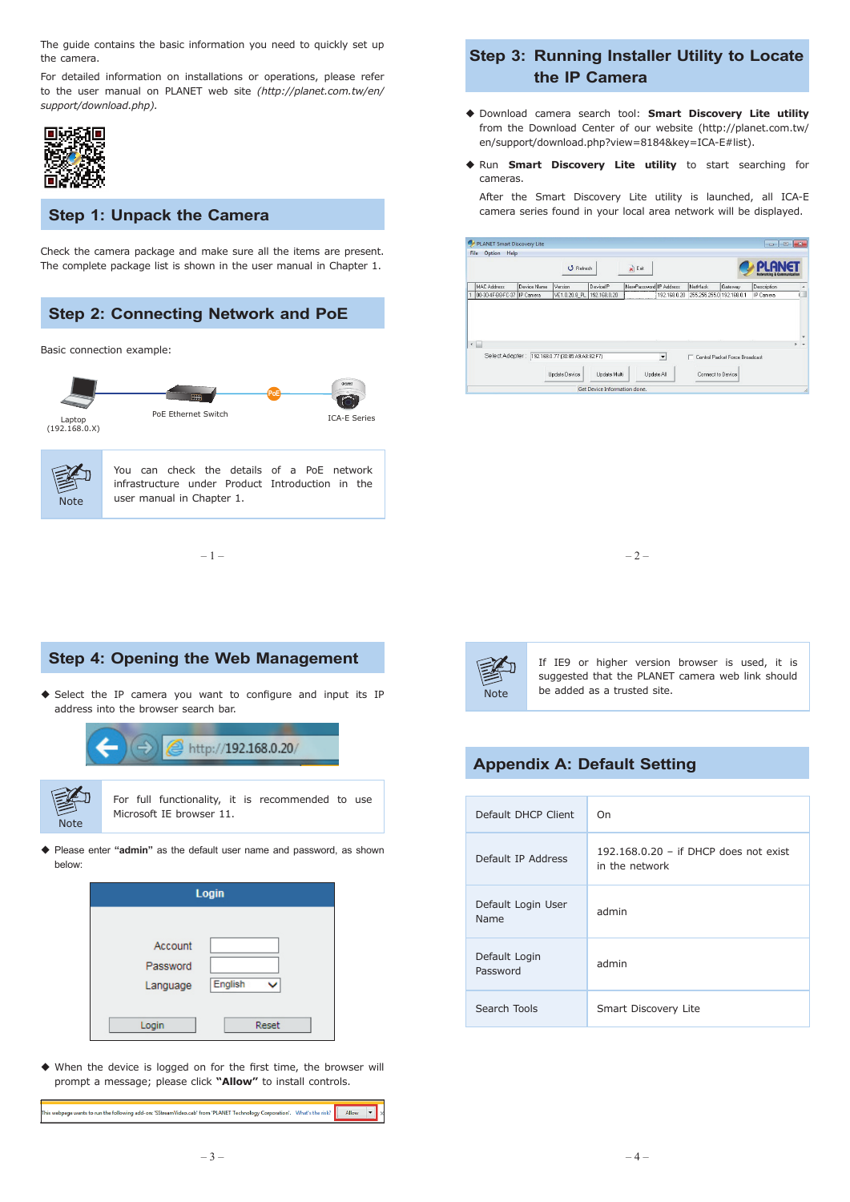The guide contains the basic information you need to quickly set up the camera.

For detailed information on installations or operations, please refer to the user manual on PLANET web site *(http://planet.com.tw/en/support/download.php)*.

## Step 1: Unpack the Camera

Check the camera package and make sure all the items are present. The complete package list is shown in the user manual in Chapter 1.

## Step 2: Connecting Network and PoE

Basic connection example:

Laptop (192.168.0.X) — PoE Ethernet Switch — PoE — ICA-E Series

| Note | You can check the details of a PoE network infrastructure under Product Introduction in the user manual in Chapter 1. |
|---|---|

## Step 3: Running Installer Utility to Locate the IP Camera

- Download camera search tool: **Smart Discovery Lite utility** from the Download Center of our website (http://planet.com.tw/en/support/download.php?view=8184&key=ICA-E#list).
- Run **Smart Discovery Lite utility** to start searching for cameras.

  After the Smart Discovery Lite utility is launched, all ICA-E camera series found in your local area network will be displayed.

## Step 4: Opening the Web Management

- Select the IP camera you want to configure and input its IP address into the browser search bar.

http://192.168.0.20/

| Note | For full functionality, it is recommended to use Microsoft IE browser 11. |
|---|---|

- Please enter **"admin"** as the default user name and password, as shown below:

Login

Account
Password
Language: English

Login | Reset

- When the device is logged on for the first time, the browser will prompt a message; please click **"Allow"** to install controls.

This webpage wants to run the following add-on: 'SStreamVideo.cab' from 'PLANET Technology Corporation'. What's the risk? Allow

| Note | If IE9 or higher version browser is used, it is suggested that the PLANET camera web link should be added as a trusted site. |
|---|---|

## Appendix A: Default Setting

| | |
|---|---|
| Default DHCP Client | On |
| Default IP Address | 192.168.0.20 – if DHCP does not exist in the network |
| Default Login User Name | admin |
| Default Login Password | admin |
| Search Tools | Smart Discovery Lite |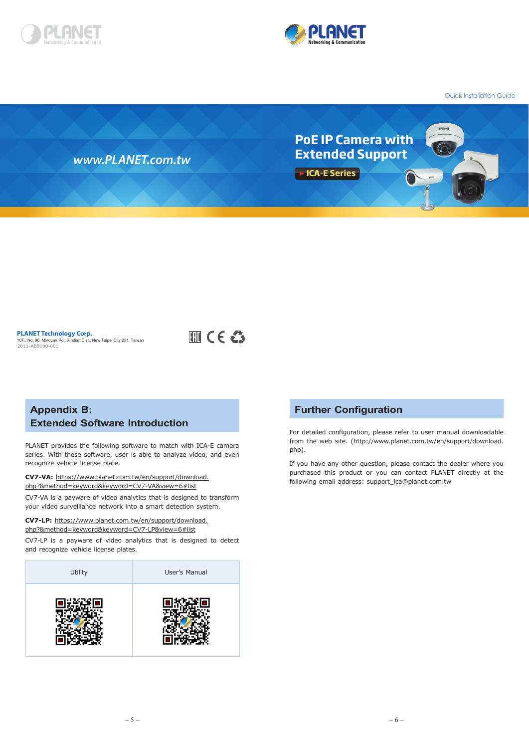Quick Installation Guide

www.PLANET.com.tw

# PoE IP Camera with Extended Support

► ICA-E Series

**PLANET Technology Corp.**
10F., No. 96, Minquan Rd., Xindian Dist., New Taipei City 231, Taiwan
2011-AB8100-001

## Appendix B: Extended Software Introduction

PLANET provides the following software to match with ICA-E camera series. With these software, user is able to analyze video, and even recognize vehicle license plate.

**CV7-VA:** https://www.planet.com.tw/en/support/download.php?&method=keyword&keyword=CV7-VA&view=6#list

CV7-VA is a payware of video analytics that is designed to transform your video surveillance network into a smart detection system.

**CV7-LP:** https://www.planet.com.tw/en/support/download.php?&method=keyword&keyword=CV7-LP&view=6#list

CV7-LP is a payware of video analytics that is designed to detect and recognize vehicle license plates.

| Utility | User's Manual |
|---|---|
| | |

## Further Configuration

For detailed configuration, please refer to user manual downloadable from the web site. (http://www.planet.com.tw/en/support/download.php).

If you have any other question, please contact the dealer where you purchased this product or you can contact PLANET directly at the following email address: support_ica@planet.com.tw